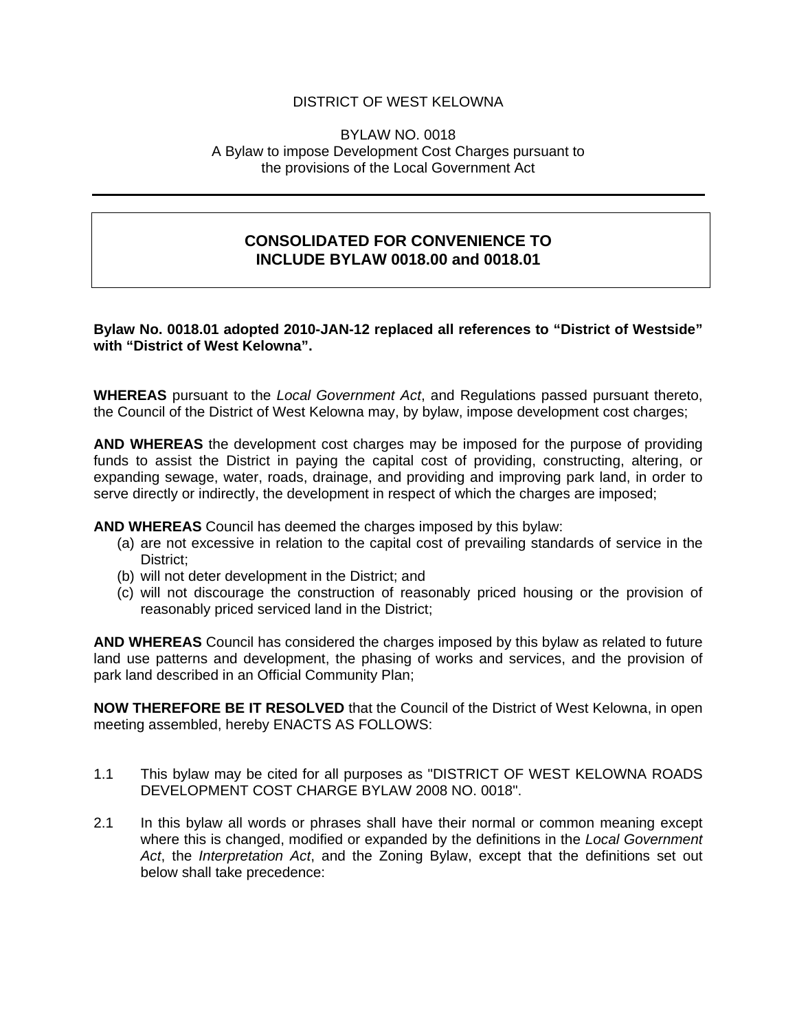DISTRICT OF WEST KELOWNA

BYLAW NO. 0018
A Bylaw to impose Development Cost Charges pursuant to the provisions of the Local Government Act

---

**CONSOLIDATED FOR CONVENIENCE TO INCLUDE BYLAW 0018.00 and 0018.01**

**Bylaw No. 0018.01 adopted 2010-JAN-12 replaced all references to "District of Westside" with "District of West Kelowna".**

**WHEREAS** pursuant to the *Local Government Act*, and Regulations passed pursuant thereto, the Council of the District of West Kelowna may, by bylaw, impose development cost charges;

**AND WHEREAS** the development cost charges may be imposed for the purpose of providing funds to assist the District in paying the capital cost of providing, constructing, altering, or expanding sewage, water, roads, drainage, and providing and improving park land, in order to serve directly or indirectly, the development in respect of which the charges are imposed;

**AND WHEREAS** Council has deemed the charges imposed by this bylaw:

(a) are not excessive in relation to the capital cost of prevailing standards of service in the District;
(b) will not deter development in the District; and
(c) will not discourage the construction of reasonably priced housing or the provision of reasonably priced serviced land in the District;

**AND WHEREAS** Council has considered the charges imposed by this bylaw as related to future land use patterns and development, the phasing of works and services, and the provision of park land described in an Official Community Plan;

**NOW THEREFORE BE IT RESOLVED** that the Council of the District of West Kelowna, in open meeting assembled, hereby ENACTS AS FOLLOWS:

1.1 This bylaw may be cited for all purposes as "DISTRICT OF WEST KELOWNA ROADS DEVELOPMENT COST CHARGE BYLAW 2008 NO. 0018".

2.1 In this bylaw all words or phrases shall have their normal or common meaning except where this is changed, modified or expanded by the definitions in the *Local Government Act*, the *Interpretation Act*, and the Zoning Bylaw, except that the definitions set out below shall take precedence: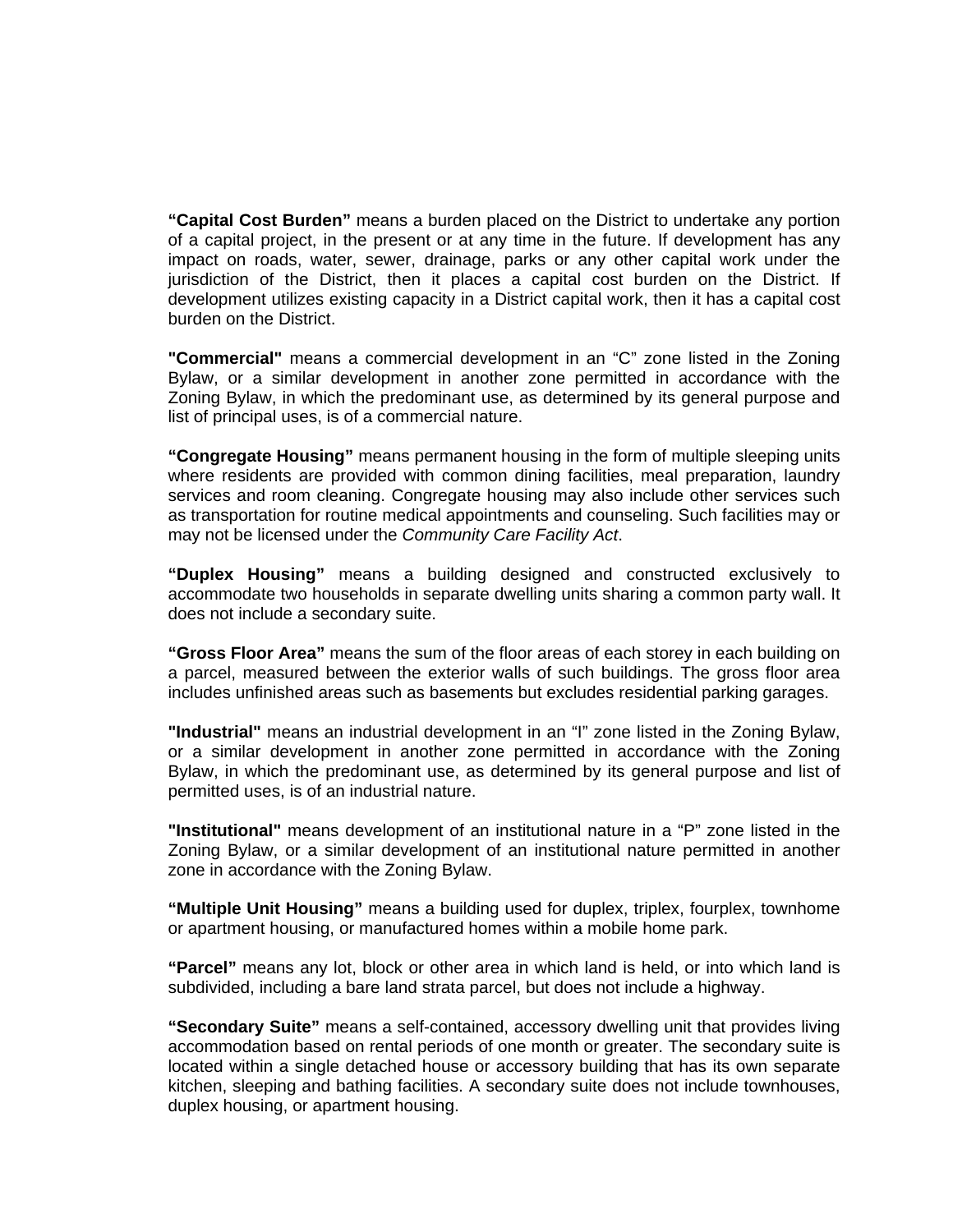**“Capital Cost Burden”** means a burden placed on the District to undertake any portion of a capital project, in the present or at any time in the future. If development has any impact on roads, water, sewer, drainage, parks or any other capital work under the jurisdiction of the District, then it places a capital cost burden on the District. If development utilizes existing capacity in a District capital work, then it has a capital cost burden on the District.

**"Commercial"** means a commercial development in an “C” zone listed in the Zoning Bylaw, or a similar development in another zone permitted in accordance with the Zoning Bylaw, in which the predominant use, as determined by its general purpose and list of principal uses, is of a commercial nature.

**“Congregate Housing”** means permanent housing in the form of multiple sleeping units where residents are provided with common dining facilities, meal preparation, laundry services and room cleaning. Congregate housing may also include other services such as transportation for routine medical appointments and counseling. Such facilities may or may not be licensed under the *Community Care Facility Act*.

**“Duplex Housing”** means a building designed and constructed exclusively to accommodate two households in separate dwelling units sharing a common party wall. It does not include a secondary suite.

**“Gross Floor Area”** means the sum of the floor areas of each storey in each building on a parcel, measured between the exterior walls of such buildings. The gross floor area includes unfinished areas such as basements but excludes residential parking garages.

**"Industrial"** means an industrial development in an “I” zone listed in the Zoning Bylaw, or a similar development in another zone permitted in accordance with the Zoning Bylaw, in which the predominant use, as determined by its general purpose and list of permitted uses, is of an industrial nature.

**"Institutional"** means development of an institutional nature in a “P” zone listed in the Zoning Bylaw, or a similar development of an institutional nature permitted in another zone in accordance with the Zoning Bylaw.

**“Multiple Unit Housing”** means a building used for duplex, triplex, fourplex, townhome or apartment housing, or manufactured homes within a mobile home park.

**“Parcel”** means any lot, block or other area in which land is held, or into which land is subdivided, including a bare land strata parcel, but does not include a highway.

**“Secondary Suite”** means a self-contained, accessory dwelling unit that provides living accommodation based on rental periods of one month or greater. The secondary suite is located within a single detached house or accessory building that has its own separate kitchen, sleeping and bathing facilities. A secondary suite does not include townhouses, duplex housing, or apartment housing.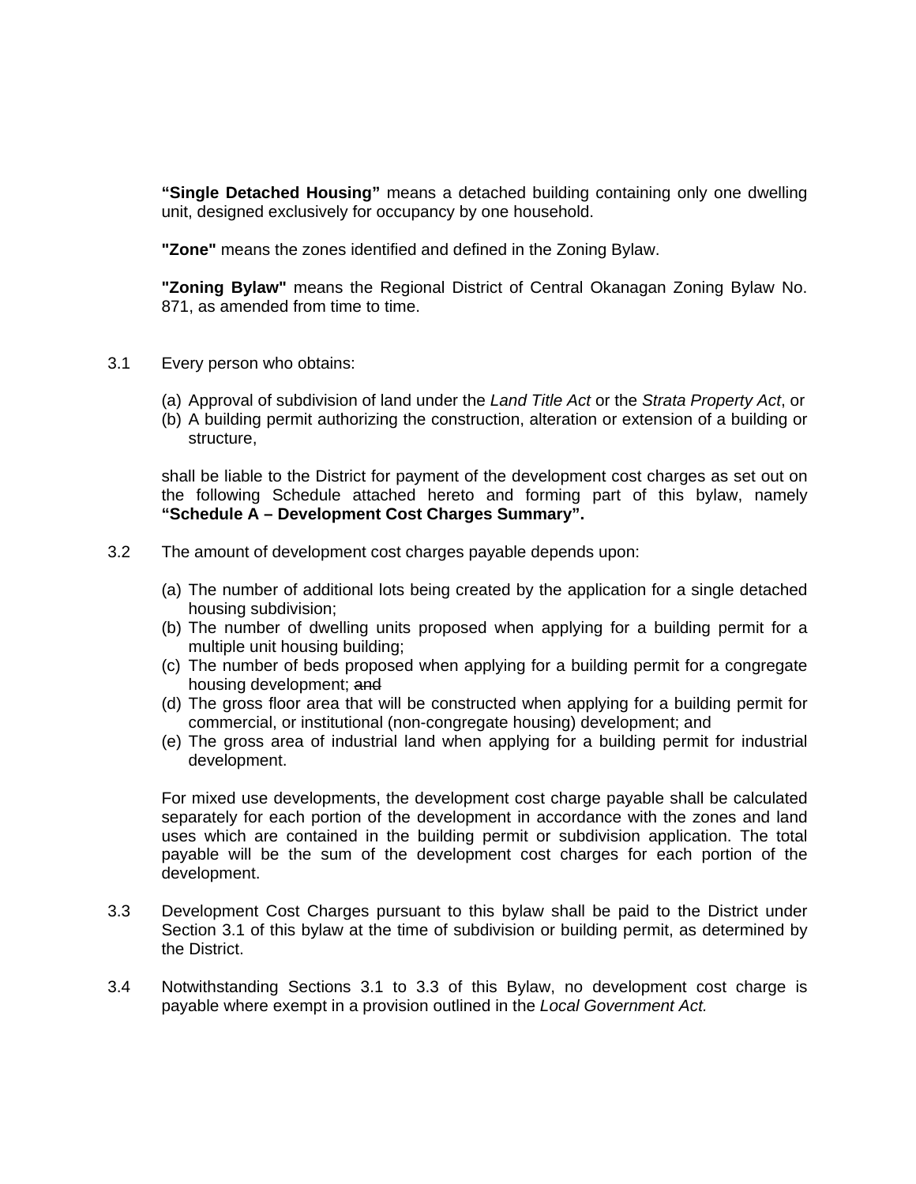**"Single Detached Housing"** means a detached building containing only one dwelling unit, designed exclusively for occupancy by one household.

**"Zone"** means the zones identified and defined in the Zoning Bylaw.

**"Zoning Bylaw"** means the Regional District of Central Okanagan Zoning Bylaw No. 871, as amended from time to time.

3.1 Every person who obtains:

(a) Approval of subdivision of land under the *Land Title Act* or the *Strata Property Act*, or
(b) A building permit authorizing the construction, alteration or extension of a building or structure,

shall be liable to the District for payment of the development cost charges as set out on the following Schedule attached hereto and forming part of this bylaw, namely **"Schedule A – Development Cost Charges Summary".**

3.2 The amount of development cost charges payable depends upon:

(a) The number of additional lots being created by the application for a single detached housing subdivision;
(b) The number of dwelling units proposed when applying for a building permit for a multiple unit housing building;
(c) The number of beds proposed when applying for a building permit for a congregate housing development; ~~and~~
(d) The gross floor area that will be constructed when applying for a building permit for commercial, or institutional (non-congregate housing) development; and
(e) The gross area of industrial land when applying for a building permit for industrial development.

For mixed use developments, the development cost charge payable shall be calculated separately for each portion of the development in accordance with the zones and land uses which are contained in the building permit or subdivision application. The total payable will be the sum of the development cost charges for each portion of the development.

3.3 Development Cost Charges pursuant to this bylaw shall be paid to the District under Section 3.1 of this bylaw at the time of subdivision or building permit, as determined by the District.

3.4 Notwithstanding Sections 3.1 to 3.3 of this Bylaw, no development cost charge is payable where exempt in a provision outlined in the *Local Government Act.*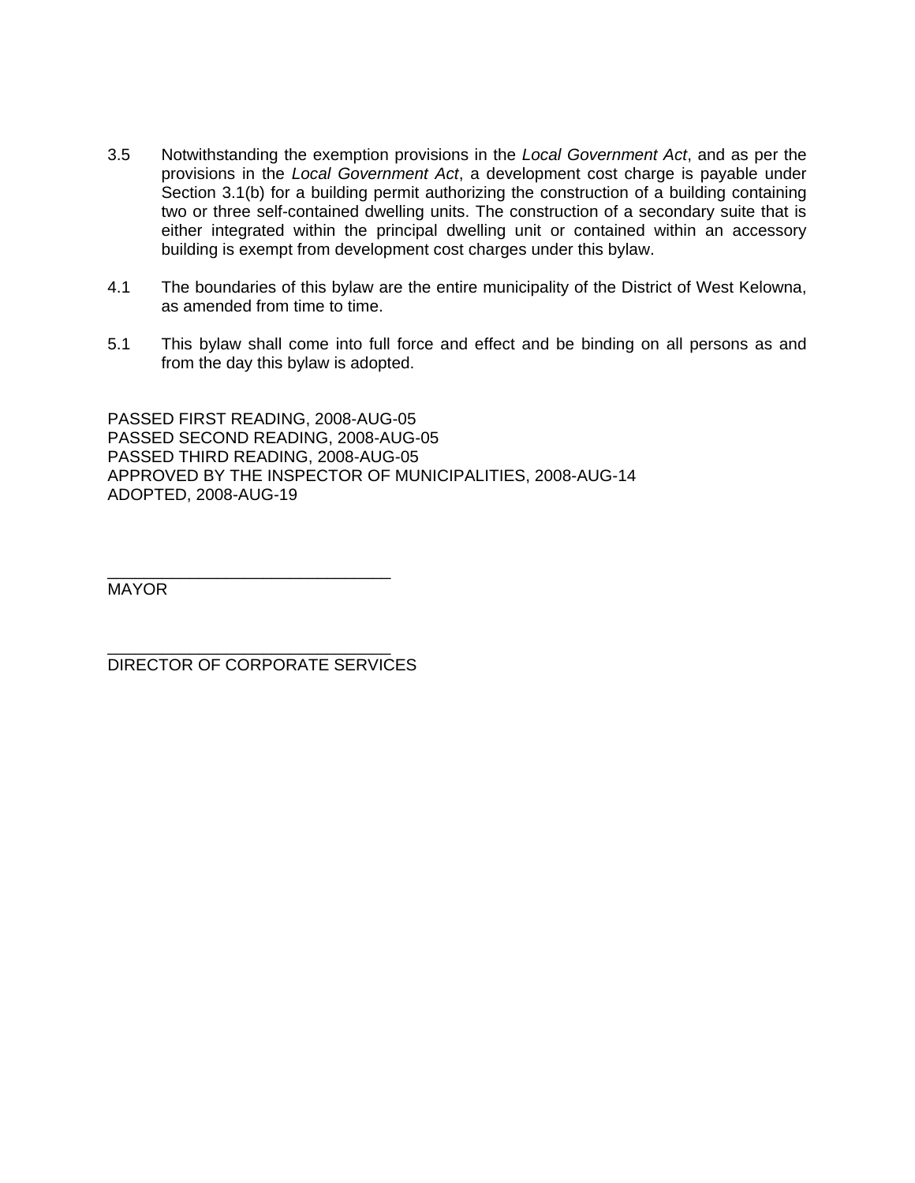3.5 Notwithstanding the exemption provisions in the *Local Government Act*, and as per the provisions in the *Local Government Act*, a development cost charge is payable under Section 3.1(b) for a building permit authorizing the construction of a building containing two or three self-contained dwelling units. The construction of a secondary suite that is either integrated within the principal dwelling unit or contained within an accessory building is exempt from development cost charges under this bylaw.

4.1 The boundaries of this bylaw are the entire municipality of the District of West Kelowna, as amended from time to time.

5.1 This bylaw shall come into full force and effect and be binding on all persons as and from the day this bylaw is adopted.

PASSED FIRST READING, 2008-AUG-05
PASSED SECOND READING, 2008-AUG-05
PASSED THIRD READING, 2008-AUG-05
APPROVED BY THE INSPECTOR OF MUNICIPALITIES, 2008-AUG-14
ADOPTED, 2008-AUG-19

_______________________________
MAYOR

_______________________________
DIRECTOR OF CORPORATE SERVICES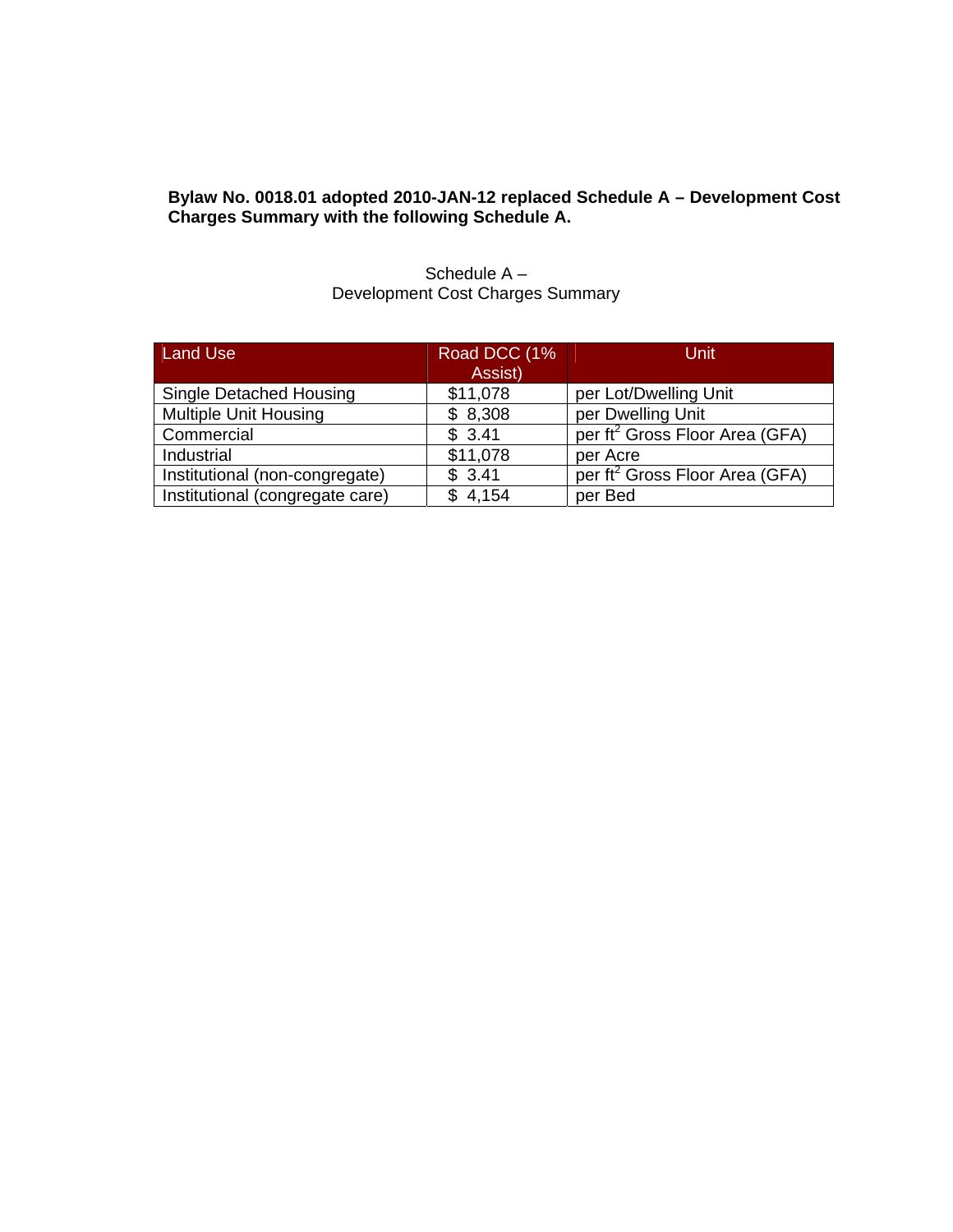**Bylaw No. 0018.01 adopted 2010-JAN-12 replaced Schedule A – Development Cost Charges Summary with the following Schedule A.**

Schedule A –
Development Cost Charges Summary

| Land Use | Road DCC (1% Assist) | Unit |
|---|---|---|
| Single Detached Housing | $11,078 | per Lot/Dwelling Unit |
| Multiple Unit Housing | $ 8,308 | per Dwelling Unit |
| Commercial | $ 3.41 | per $ft^2$ Gross Floor Area (GFA) |
| Industrial | $11,078 | per Acre |
| Institutional (non-congregate) | $ 3.41 | per $ft^2$ Gross Floor Area (GFA) |
| Institutional (congregate care) | $ 4,154 | per Bed |